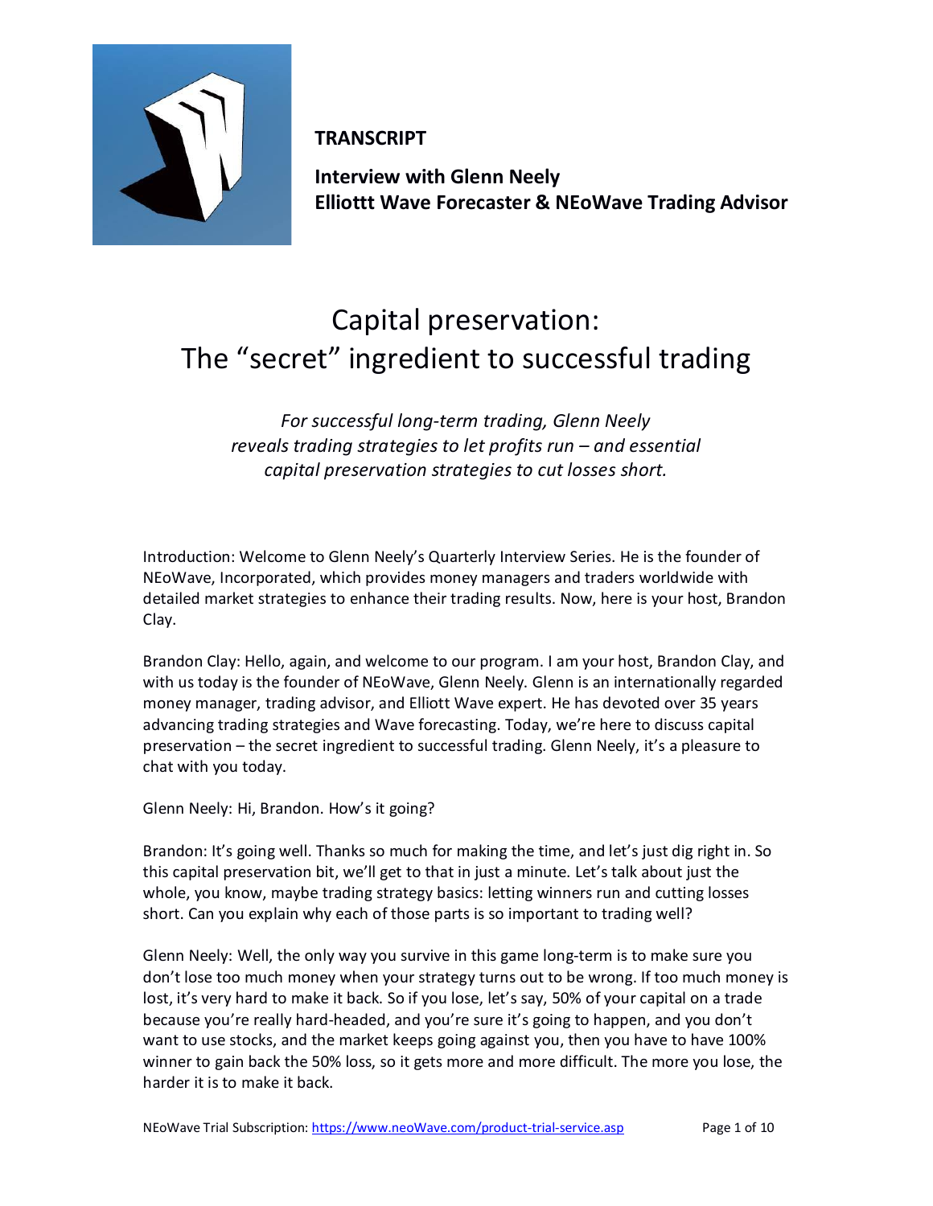**TRANSCRIPT**

**Interview with Glenn Neely**
**Elliottt Wave Forecaster & NEoWave Trading Advisor**

# Capital preservation: The “secret” ingredient to successful trading

*For successful long-term trading, Glenn Neely reveals trading strategies to let profits run – and essential capital preservation strategies to cut losses short.*

Introduction: Welcome to Glenn Neely’s Quarterly Interview Series. He is the founder of NEoWave, Incorporated, which provides money managers and traders worldwide with detailed market strategies to enhance their trading results. Now, here is your host, Brandon Clay.

Brandon Clay: Hello, again, and welcome to our program. I am your host, Brandon Clay, and with us today is the founder of NEoWave, Glenn Neely. Glenn is an internationally regarded money manager, trading advisor, and Elliott Wave expert. He has devoted over 35 years advancing trading strategies and Wave forecasting. Today, we’re here to discuss capital preservation – the secret ingredient to successful trading. Glenn Neely, it’s a pleasure to chat with you today.

Glenn Neely: Hi, Brandon. How’s it going?

Brandon: It’s going well. Thanks so much for making the time, and let’s just dig right in. So this capital preservation bit, we’ll get to that in just a minute. Let’s talk about just the whole, you know, maybe trading strategy basics: letting winners run and cutting losses short. Can you explain why each of those parts is so important to trading well?

Glenn Neely: Well, the only way you survive in this game long-term is to make sure you don’t lose too much money when your strategy turns out to be wrong. If too much money is lost, it’s very hard to make it back. So if you lose, let’s say, 50% of your capital on a trade because you’re really hard-headed, and you’re sure it’s going to happen, and you don’t want to use stocks, and the market keeps going against you, then you have to have 100% winner to gain back the 50% loss, so it gets more and more difficult. The more you lose, the harder it is to make it back.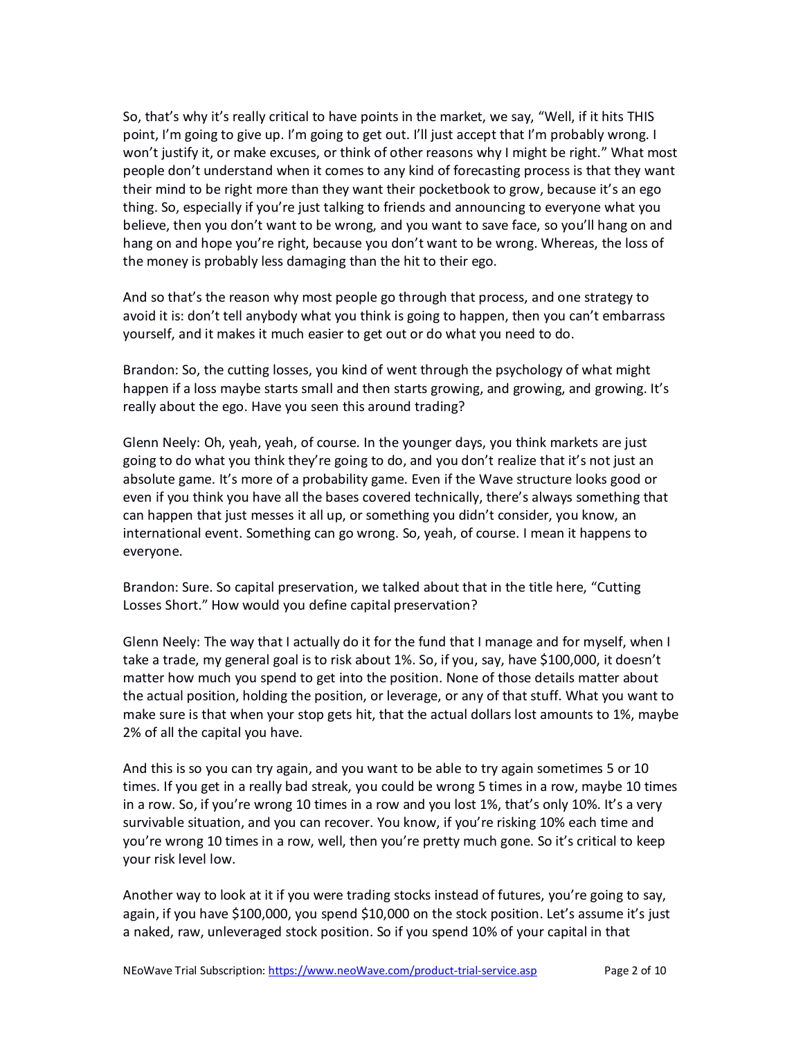So, that's why it's really critical to have points in the market, we say, "Well, if it hits THIS point, I'm going to give up. I'm going to get out. I'll just accept that I'm probably wrong. I won't justify it, or make excuses, or think of other reasons why I might be right." What most people don't understand when it comes to any kind of forecasting process is that they want their mind to be right more than they want their pocketbook to grow, because it's an ego thing. So, especially if you're just talking to friends and announcing to everyone what you believe, then you don't want to be wrong, and you want to save face, so you'll hang on and hang on and hope you're right, because you don't want to be wrong. Whereas, the loss of the money is probably less damaging than the hit to their ego.

And so that's the reason why most people go through that process, and one strategy to avoid it is: don't tell anybody what you think is going to happen, then you can't embarrass yourself, and it makes it much easier to get out or do what you need to do.

Brandon: So, the cutting losses, you kind of went through the psychology of what might happen if a loss maybe starts small and then starts growing, and growing, and growing. It's really about the ego. Have you seen this around trading?

Glenn Neely: Oh, yeah, yeah, of course. In the younger days, you think markets are just going to do what you think they're going to do, and you don't realize that it's not just an absolute game. It's more of a probability game. Even if the Wave structure looks good or even if you think you have all the bases covered technically, there's always something that can happen that just messes it all up, or something you didn't consider, you know, an international event. Something can go wrong. So, yeah, of course. I mean it happens to everyone.

Brandon: Sure. So capital preservation, we talked about that in the title here, "Cutting Losses Short." How would you define capital preservation?

Glenn Neely: The way that I actually do it for the fund that I manage and for myself, when I take a trade, my general goal is to risk about 1%. So, if you, say, have $100,000, it doesn't matter how much you spend to get into the position. None of those details matter about the actual position, holding the position, or leverage, or any of that stuff. What you want to make sure is that when your stop gets hit, that the actual dollars lost amounts to 1%, maybe 2% of all the capital you have.

And this is so you can try again, and you want to be able to try again sometimes 5 or 10 times. If you get in a really bad streak, you could be wrong 5 times in a row, maybe 10 times in a row. So, if you're wrong 10 times in a row and you lost 1%, that's only 10%. It's a very survivable situation, and you can recover. You know, if you're risking 10% each time and you're wrong 10 times in a row, well, then you're pretty much gone. So it's critical to keep your risk level low.

Another way to look at it if you were trading stocks instead of futures, you're going to say, again, if you have $100,000, you spend $10,000 on the stock position. Let's assume it's just a naked, raw, unleveraged stock position. So if you spend 10% of your capital in that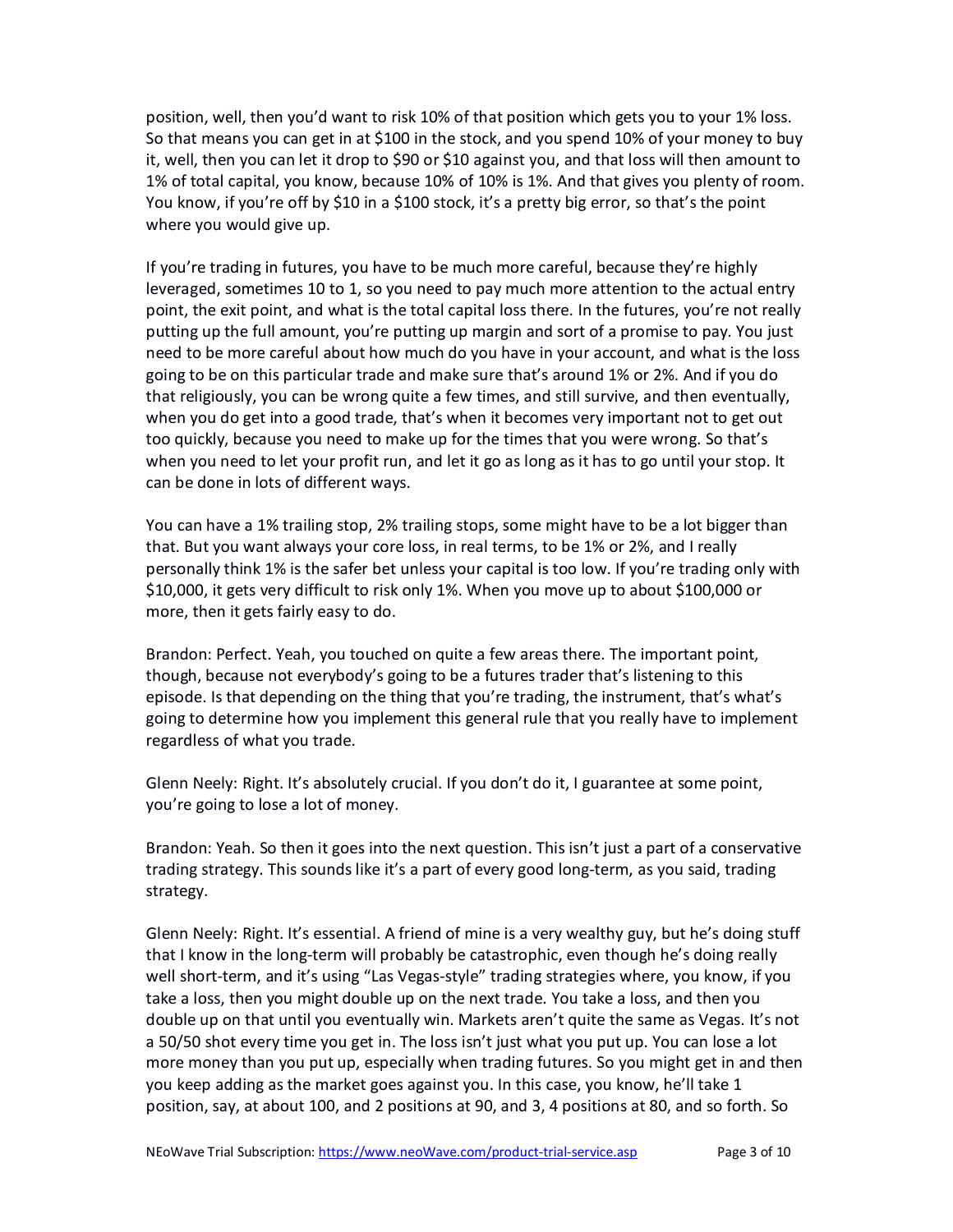position, well, then you'd want to risk 10% of that position which gets you to your 1% loss. So that means you can get in at $100 in the stock, and you spend 10% of your money to buy it, well, then you can let it drop to $90 or $10 against you, and that loss will then amount to 1% of total capital, you know, because 10% of 10% is 1%. And that gives you plenty of room. You know, if you're off by $10 in a $100 stock, it's a pretty big error, so that's the point where you would give up.

If you're trading in futures, you have to be much more careful, because they're highly leveraged, sometimes 10 to 1, so you need to pay much more attention to the actual entry point, the exit point, and what is the total capital loss there. In the futures, you're not really putting up the full amount, you're putting up margin and sort of a promise to pay. You just need to be more careful about how much do you have in your account, and what is the loss going to be on this particular trade and make sure that's around 1% or 2%. And if you do that religiously, you can be wrong quite a few times, and still survive, and then eventually, when you do get into a good trade, that's when it becomes very important not to get out too quickly, because you need to make up for the times that you were wrong. So that's when you need to let your profit run, and let it go as long as it has to go until your stop. It can be done in lots of different ways.

You can have a 1% trailing stop, 2% trailing stops, some might have to be a lot bigger than that. But you want always your core loss, in real terms, to be 1% or 2%, and I really personally think 1% is the safer bet unless your capital is too low. If you're trading only with $10,000, it gets very difficult to risk only 1%. When you move up to about $100,000 or more, then it gets fairly easy to do.

Brandon: Perfect. Yeah, you touched on quite a few areas there. The important point, though, because not everybody's going to be a futures trader that's listening to this episode. Is that depending on the thing that you're trading, the instrument, that's what's going to determine how you implement this general rule that you really have to implement regardless of what you trade.

Glenn Neely: Right. It's absolutely crucial. If you don't do it, I guarantee at some point, you're going to lose a lot of money.

Brandon: Yeah. So then it goes into the next question. This isn't just a part of a conservative trading strategy. This sounds like it's a part of every good long-term, as you said, trading strategy.

Glenn Neely: Right. It's essential. A friend of mine is a very wealthy guy, but he's doing stuff that I know in the long-term will probably be catastrophic, even though he's doing really well short-term, and it's using "Las Vegas-style" trading strategies where, you know, if you take a loss, then you might double up on the next trade. You take a loss, and then you double up on that until you eventually win. Markets aren't quite the same as Vegas. It's not a 50/50 shot every time you get in. The loss isn't just what you put up. You can lose a lot more money than you put up, especially when trading futures. So you might get in and then you keep adding as the market goes against you. In this case, you know, he'll take 1 position, say, at about 100, and 2 positions at 90, and 3, 4 positions at 80, and so forth. So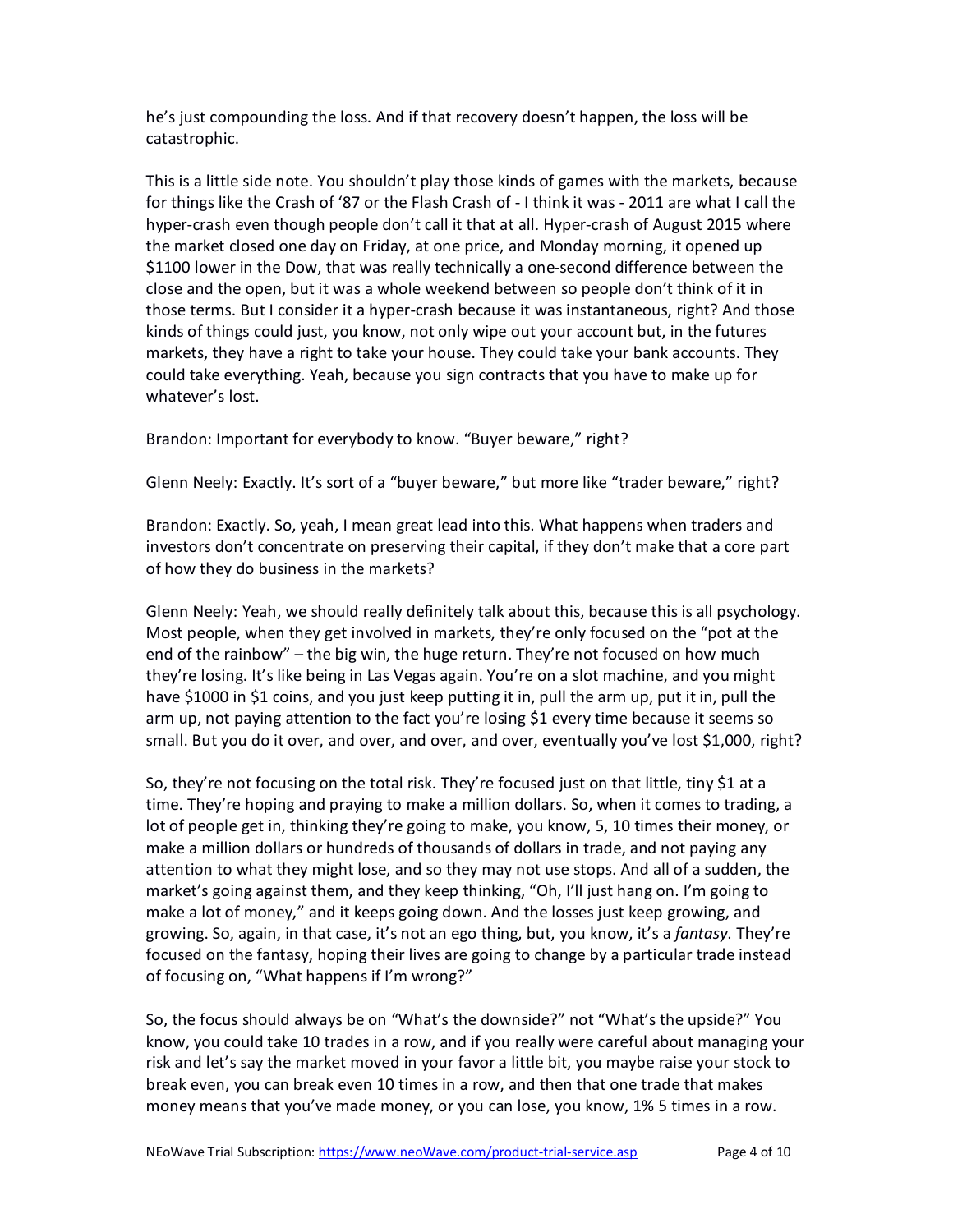he's just compounding the loss. And if that recovery doesn't happen, the loss will be catastrophic.

This is a little side note. You shouldn't play those kinds of games with the markets, because for things like the Crash of '87 or the Flash Crash of - I think it was - 2011 are what I call the hyper-crash even though people don't call it that at all. Hyper-crash of August 2015 where the market closed one day on Friday, at one price, and Monday morning, it opened up $1100 lower in the Dow, that was really technically a one-second difference between the close and the open, but it was a whole weekend between so people don't think of it in those terms. But I consider it a hyper-crash because it was instantaneous, right? And those kinds of things could just, you know, not only wipe out your account but, in the futures markets, they have a right to take your house. They could take your bank accounts. They could take everything. Yeah, because you sign contracts that you have to make up for whatever's lost.

Brandon: Important for everybody to know. "Buyer beware," right?

Glenn Neely: Exactly. It's sort of a "buyer beware," but more like "trader beware," right?

Brandon: Exactly. So, yeah, I mean great lead into this. What happens when traders and investors don't concentrate on preserving their capital, if they don't make that a core part of how they do business in the markets?

Glenn Neely: Yeah, we should really definitely talk about this, because this is all psychology. Most people, when they get involved in markets, they're only focused on the "pot at the end of the rainbow" – the big win, the huge return. They're not focused on how much they're losing. It's like being in Las Vegas again. You're on a slot machine, and you might have $1000 in $1 coins, and you just keep putting it in, pull the arm up, put it in, pull the arm up, not paying attention to the fact you're losing $1 every time because it seems so small. But you do it over, and over, and over, and over, eventually you've lost $1,000, right?

So, they're not focusing on the total risk. They're focused just on that little, tiny $1 at a time. They're hoping and praying to make a million dollars. So, when it comes to trading, a lot of people get in, thinking they're going to make, you know, 5, 10 times their money, or make a million dollars or hundreds of thousands of dollars in trade, and not paying any attention to what they might lose, and so they may not use stops. And all of a sudden, the market's going against them, and they keep thinking, "Oh, I'll just hang on. I'm going to make a lot of money," and it keeps going down. And the losses just keep growing, and growing. So, again, in that case, it's not an ego thing, but, you know, it's a *fantasy*. They're focused on the fantasy, hoping their lives are going to change by a particular trade instead of focusing on, "What happens if I'm wrong?"

So, the focus should always be on "What's the downside?" not "What's the upside?" You know, you could take 10 trades in a row, and if you really were careful about managing your risk and let's say the market moved in your favor a little bit, you maybe raise your stock to break even, you can break even 10 times in a row, and then that one trade that makes money means that you've made money, or you can lose, you know, 1% 5 times in a row.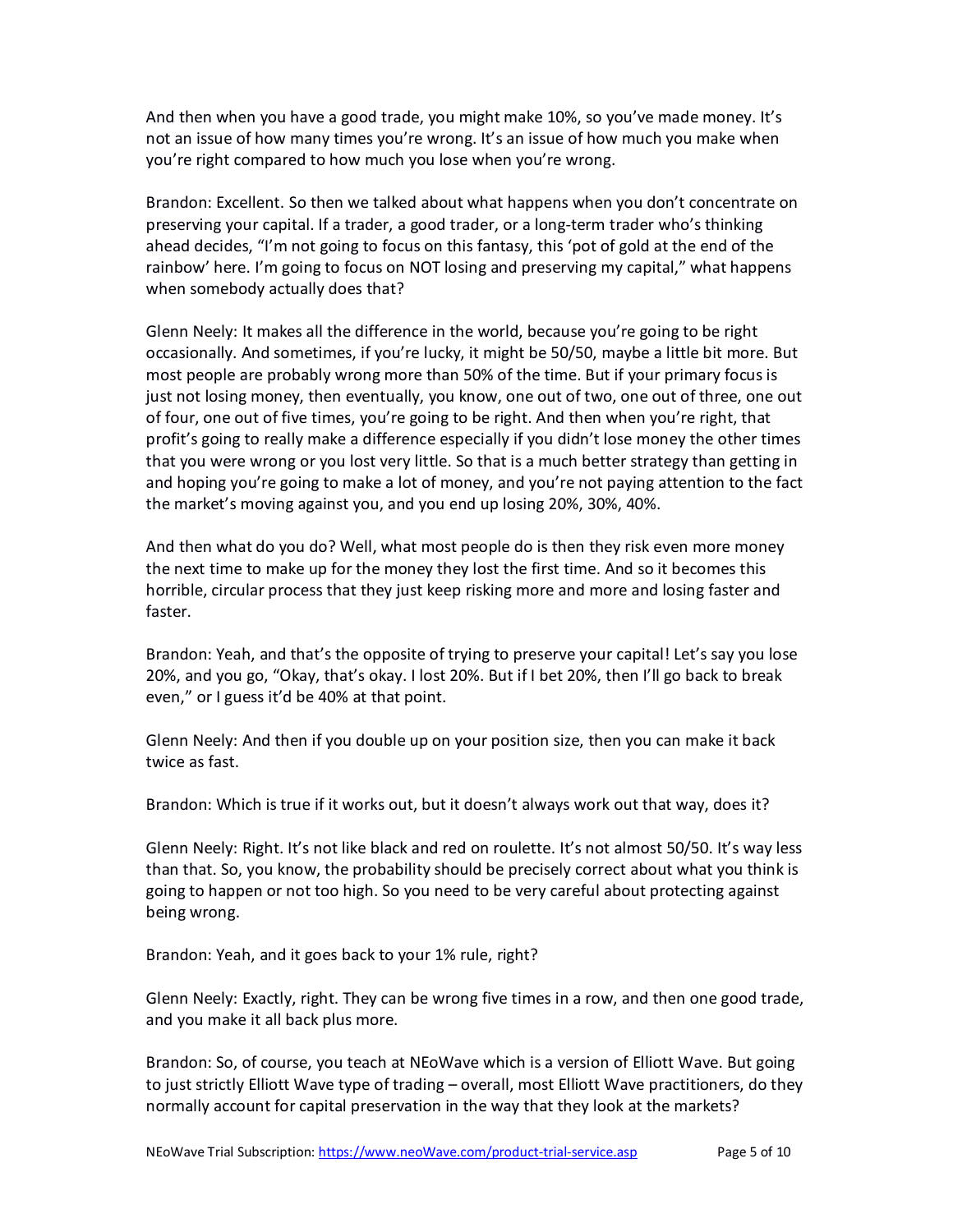And then when you have a good trade, you might make 10%, so you've made money. It's not an issue of how many times you're wrong. It's an issue of how much you make when you're right compared to how much you lose when you're wrong.

Brandon: Excellent. So then we talked about what happens when you don't concentrate on preserving your capital. If a trader, a good trader, or a long-term trader who's thinking ahead decides, "I'm not going to focus on this fantasy, this 'pot of gold at the end of the rainbow' here. I'm going to focus on NOT losing and preserving my capital," what happens when somebody actually does that?

Glenn Neely: It makes all the difference in the world, because you're going to be right occasionally. And sometimes, if you're lucky, it might be 50/50, maybe a little bit more. But most people are probably wrong more than 50% of the time. But if your primary focus is just not losing money, then eventually, you know, one out of two, one out of three, one out of four, one out of five times, you're going to be right. And then when you're right, that profit's going to really make a difference especially if you didn't lose money the other times that you were wrong or you lost very little. So that is a much better strategy than getting in and hoping you're going to make a lot of money, and you're not paying attention to the fact the market's moving against you, and you end up losing 20%, 30%, 40%.

And then what do you do? Well, what most people do is then they risk even more money the next time to make up for the money they lost the first time. And so it becomes this horrible, circular process that they just keep risking more and more and losing faster and faster.

Brandon: Yeah, and that's the opposite of trying to preserve your capital! Let's say you lose 20%, and you go, "Okay, that's okay. I lost 20%. But if I bet 20%, then I'll go back to break even," or I guess it'd be 40% at that point.

Glenn Neely: And then if you double up on your position size, then you can make it back twice as fast.

Brandon: Which is true if it works out, but it doesn't always work out that way, does it?

Glenn Neely: Right. It's not like black and red on roulette. It's not almost 50/50. It's way less than that. So, you know, the probability should be precisely correct about what you think is going to happen or not too high. So you need to be very careful about protecting against being wrong.

Brandon: Yeah, and it goes back to your 1% rule, right?

Glenn Neely: Exactly, right. They can be wrong five times in a row, and then one good trade, and you make it all back plus more.

Brandon: So, of course, you teach at NEoWave which is a version of Elliott Wave. But going to just strictly Elliott Wave type of trading – overall, most Elliott Wave practitioners, do they normally account for capital preservation in the way that they look at the markets?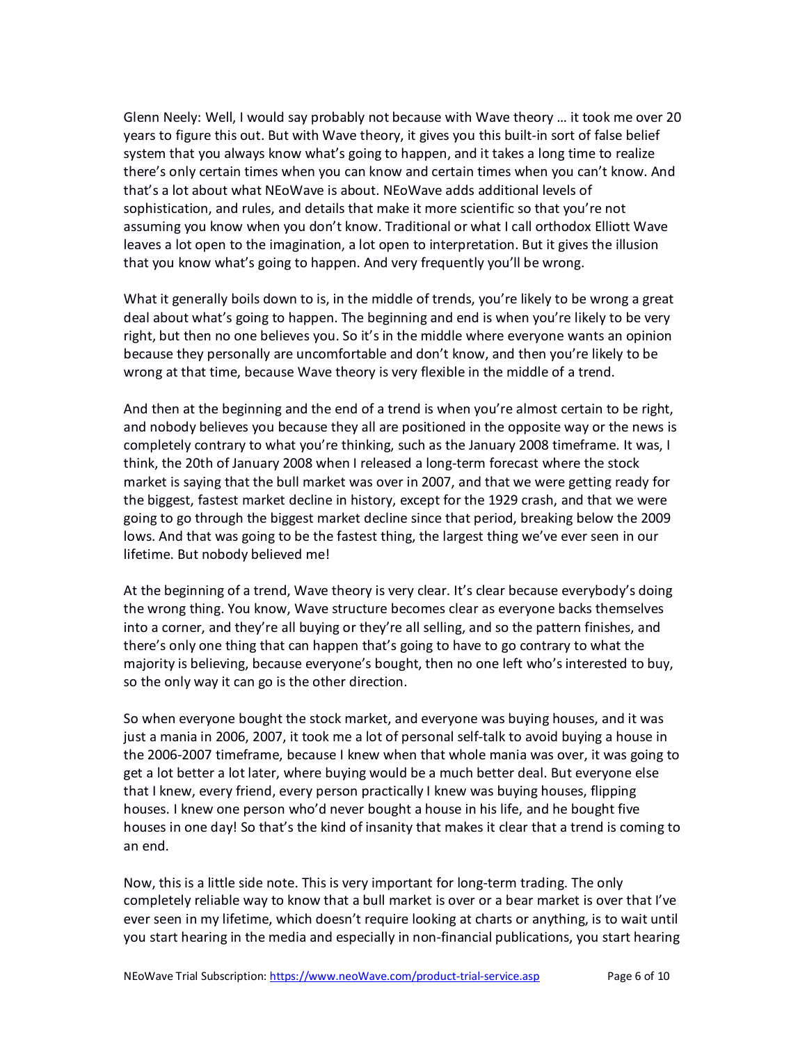Glenn Neely: Well, I would say probably not because with Wave theory … it took me over 20 years to figure this out. But with Wave theory, it gives you this built-in sort of false belief system that you always know what's going to happen, and it takes a long time to realize there's only certain times when you can know and certain times when you can't know. And that's a lot about what NEoWave is about. NEoWave adds additional levels of sophistication, and rules, and details that make it more scientific so that you're not assuming you know when you don't know. Traditional or what I call orthodox Elliott Wave leaves a lot open to the imagination, a lot open to interpretation. But it gives the illusion that you know what's going to happen. And very frequently you'll be wrong.

What it generally boils down to is, in the middle of trends, you're likely to be wrong a great deal about what's going to happen. The beginning and end is when you're likely to be very right, but then no one believes you. So it's in the middle where everyone wants an opinion because they personally are uncomfortable and don't know, and then you're likely to be wrong at that time, because Wave theory is very flexible in the middle of a trend.

And then at the beginning and the end of a trend is when you're almost certain to be right, and nobody believes you because they all are positioned in the opposite way or the news is completely contrary to what you're thinking, such as the January 2008 timeframe. It was, I think, the 20th of January 2008 when I released a long-term forecast where the stock market is saying that the bull market was over in 2007, and that we were getting ready for the biggest, fastest market decline in history, except for the 1929 crash, and that we were going to go through the biggest market decline since that period, breaking below the 2009 lows. And that was going to be the fastest thing, the largest thing we've ever seen in our lifetime. But nobody believed me!

At the beginning of a trend, Wave theory is very clear. It's clear because everybody's doing the wrong thing. You know, Wave structure becomes clear as everyone backs themselves into a corner, and they're all buying or they're all selling, and so the pattern finishes, and there's only one thing that can happen that's going to have to go contrary to what the majority is believing, because everyone's bought, then no one left who's interested to buy, so the only way it can go is the other direction.

So when everyone bought the stock market, and everyone was buying houses, and it was just a mania in 2006, 2007, it took me a lot of personal self-talk to avoid buying a house in the 2006-2007 timeframe, because I knew when that whole mania was over, it was going to get a lot better a lot later, where buying would be a much better deal. But everyone else that I knew, every friend, every person practically I knew was buying houses, flipping houses. I knew one person who'd never bought a house in his life, and he bought five houses in one day! So that's the kind of insanity that makes it clear that a trend is coming to an end.

Now, this is a little side note. This is very important for long-term trading. The only completely reliable way to know that a bull market is over or a bear market is over that I've ever seen in my lifetime, which doesn't require looking at charts or anything, is to wait until you start hearing in the media and especially in non-financial publications, you start hearing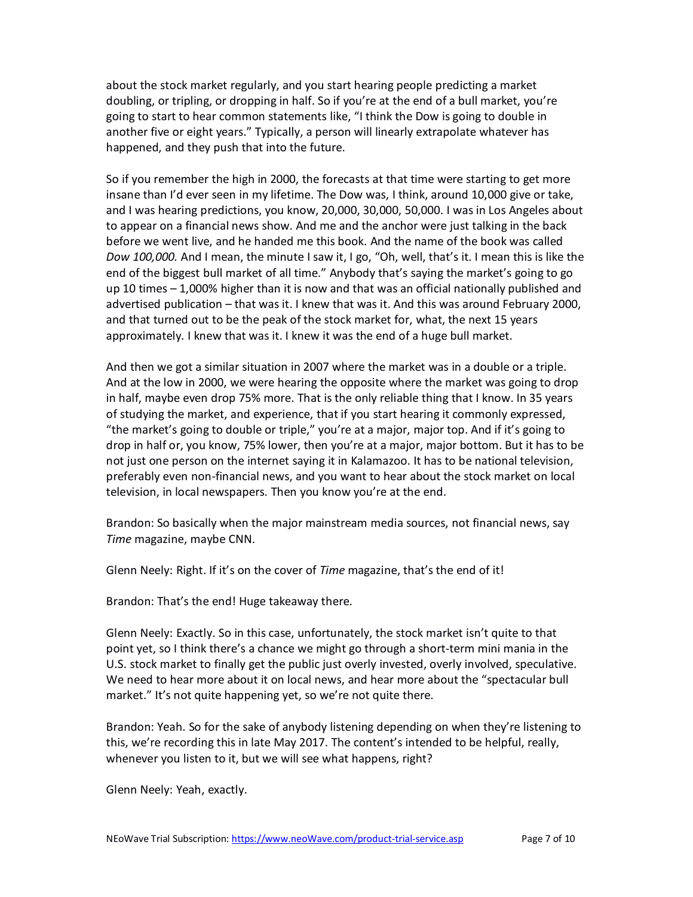about the stock market regularly, and you start hearing people predicting a market doubling, or tripling, or dropping in half. So if you're at the end of a bull market, you're going to start to hear common statements like, "I think the Dow is going to double in another five or eight years." Typically, a person will linearly extrapolate whatever has happened, and they push that into the future.

So if you remember the high in 2000, the forecasts at that time were starting to get more insane than I'd ever seen in my lifetime. The Dow was, I think, around 10,000 give or take, and I was hearing predictions, you know, 20,000, 30,000, 50,000. I was in Los Angeles about to appear on a financial news show. And me and the anchor were just talking in the back before we went live, and he handed me this book. And the name of the book was called *Dow 100,000.* And I mean, the minute I saw it, I go, "Oh, well, that's it. I mean this is like the end of the biggest bull market of all time." Anybody that's saying the market's going to go up 10 times – 1,000% higher than it is now and that was an official nationally published and advertised publication – that was it. I knew that was it. And this was around February 2000, and that turned out to be the peak of the stock market for, what, the next 15 years approximately. I knew that was it. I knew it was the end of a huge bull market.

And then we got a similar situation in 2007 where the market was in a double or a triple. And at the low in 2000, we were hearing the opposite where the market was going to drop in half, maybe even drop 75% more. That is the only reliable thing that I know. In 35 years of studying the market, and experience, that if you start hearing it commonly expressed, "the market's going to double or triple," you're at a major, major top. And if it's going to drop in half or, you know, 75% lower, then you're at a major, major bottom. But it has to be not just one person on the internet saying it in Kalamazoo. It has to be national television, preferably even non-financial news, and you want to hear about the stock market on local television, in local newspapers. Then you know you're at the end.

Brandon: So basically when the major mainstream media sources, not financial news, say *Time* magazine, maybe CNN.

Glenn Neely: Right. If it's on the cover of *Time* magazine, that's the end of it!

Brandon: That's the end! Huge takeaway there.

Glenn Neely: Exactly. So in this case, unfortunately, the stock market isn't quite to that point yet, so I think there's a chance we might go through a short-term mini mania in the U.S. stock market to finally get the public just overly invested, overly involved, speculative. We need to hear more about it on local news, and hear more about the "spectacular bull market." It's not quite happening yet, so we're not quite there.

Brandon: Yeah. So for the sake of anybody listening depending on when they're listening to this, we're recording this in late May 2017. The content's intended to be helpful, really, whenever you listen to it, but we will see what happens, right?

Glenn Neely: Yeah, exactly.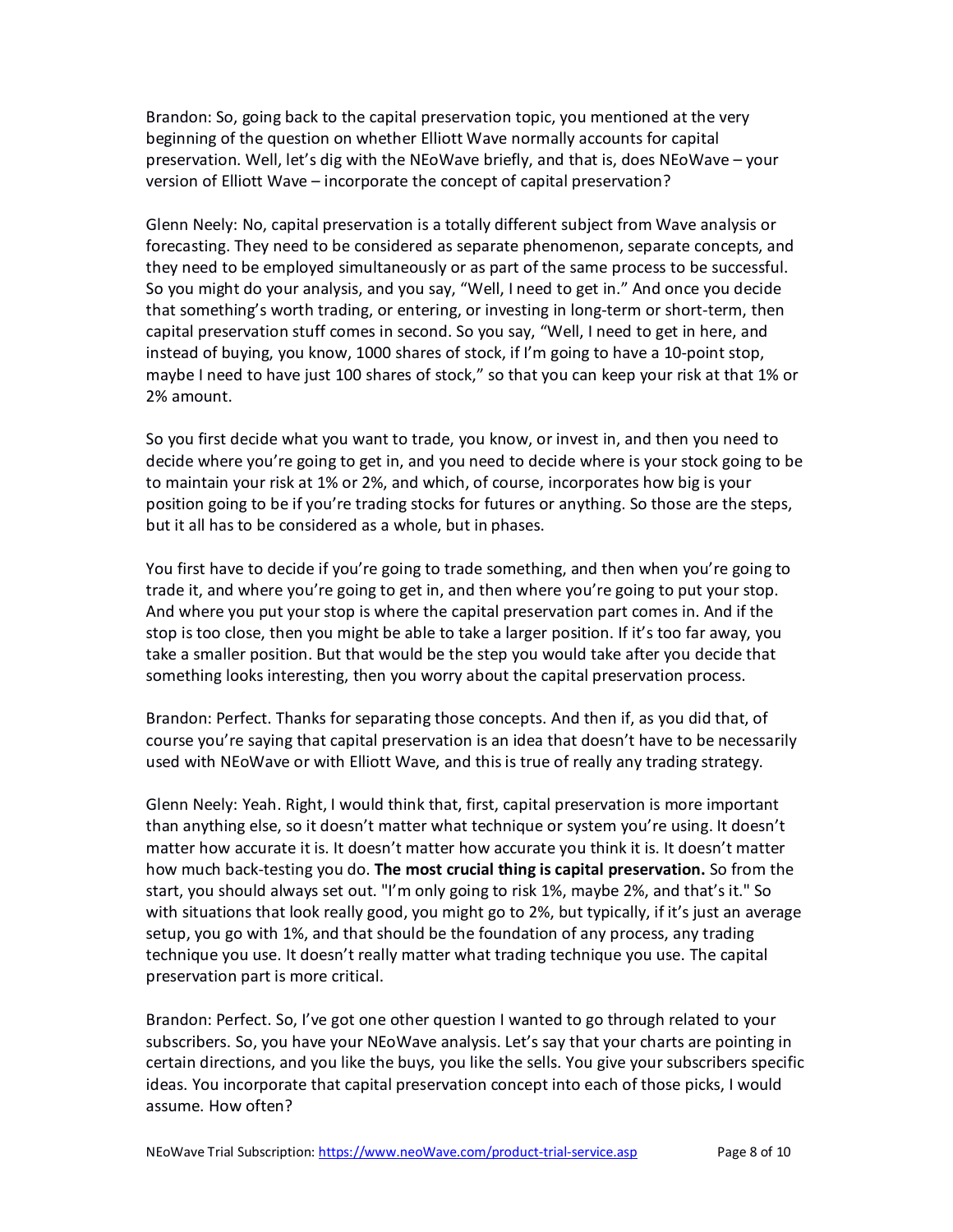Brandon: So, going back to the capital preservation topic, you mentioned at the very beginning of the question on whether Elliott Wave normally accounts for capital preservation. Well, let's dig with the NEoWave briefly, and that is, does NEoWave – your version of Elliott Wave – incorporate the concept of capital preservation?

Glenn Neely: No, capital preservation is a totally different subject from Wave analysis or forecasting. They need to be considered as separate phenomenon, separate concepts, and they need to be employed simultaneously or as part of the same process to be successful. So you might do your analysis, and you say, "Well, I need to get in." And once you decide that something's worth trading, or entering, or investing in long-term or short-term, then capital preservation stuff comes in second. So you say, "Well, I need to get in here, and instead of buying, you know, 1000 shares of stock, if I'm going to have a 10-point stop, maybe I need to have just 100 shares of stock," so that you can keep your risk at that 1% or 2% amount.

So you first decide what you want to trade, you know, or invest in, and then you need to decide where you're going to get in, and you need to decide where is your stock going to be to maintain your risk at 1% or 2%, and which, of course, incorporates how big is your position going to be if you're trading stocks for futures or anything. So those are the steps, but it all has to be considered as a whole, but in phases.

You first have to decide if you're going to trade something, and then when you're going to trade it, and where you're going to get in, and then where you're going to put your stop. And where you put your stop is where the capital preservation part comes in. And if the stop is too close, then you might be able to take a larger position. If it's too far away, you take a smaller position. But that would be the step you would take after you decide that something looks interesting, then you worry about the capital preservation process.

Brandon: Perfect. Thanks for separating those concepts. And then if, as you did that, of course you're saying that capital preservation is an idea that doesn't have to be necessarily used with NEoWave or with Elliott Wave, and this is true of really any trading strategy.

Glenn Neely: Yeah. Right, I would think that, first, capital preservation is more important than anything else, so it doesn't matter what technique or system you're using. It doesn't matter how accurate it is. It doesn't matter how accurate you think it is. It doesn't matter how much back-testing you do. **The most crucial thing is capital preservation.** So from the start, you should always set out. "I'm only going to risk 1%, maybe 2%, and that's it." So with situations that look really good, you might go to 2%, but typically, if it's just an average setup, you go with 1%, and that should be the foundation of any process, any trading technique you use. It doesn't really matter what trading technique you use. The capital preservation part is more critical.

Brandon: Perfect. So, I've got one other question I wanted to go through related to your subscribers. So, you have your NEoWave analysis. Let's say that your charts are pointing in certain directions, and you like the buys, you like the sells. You give your subscribers specific ideas. You incorporate that capital preservation concept into each of those picks, I would assume. How often?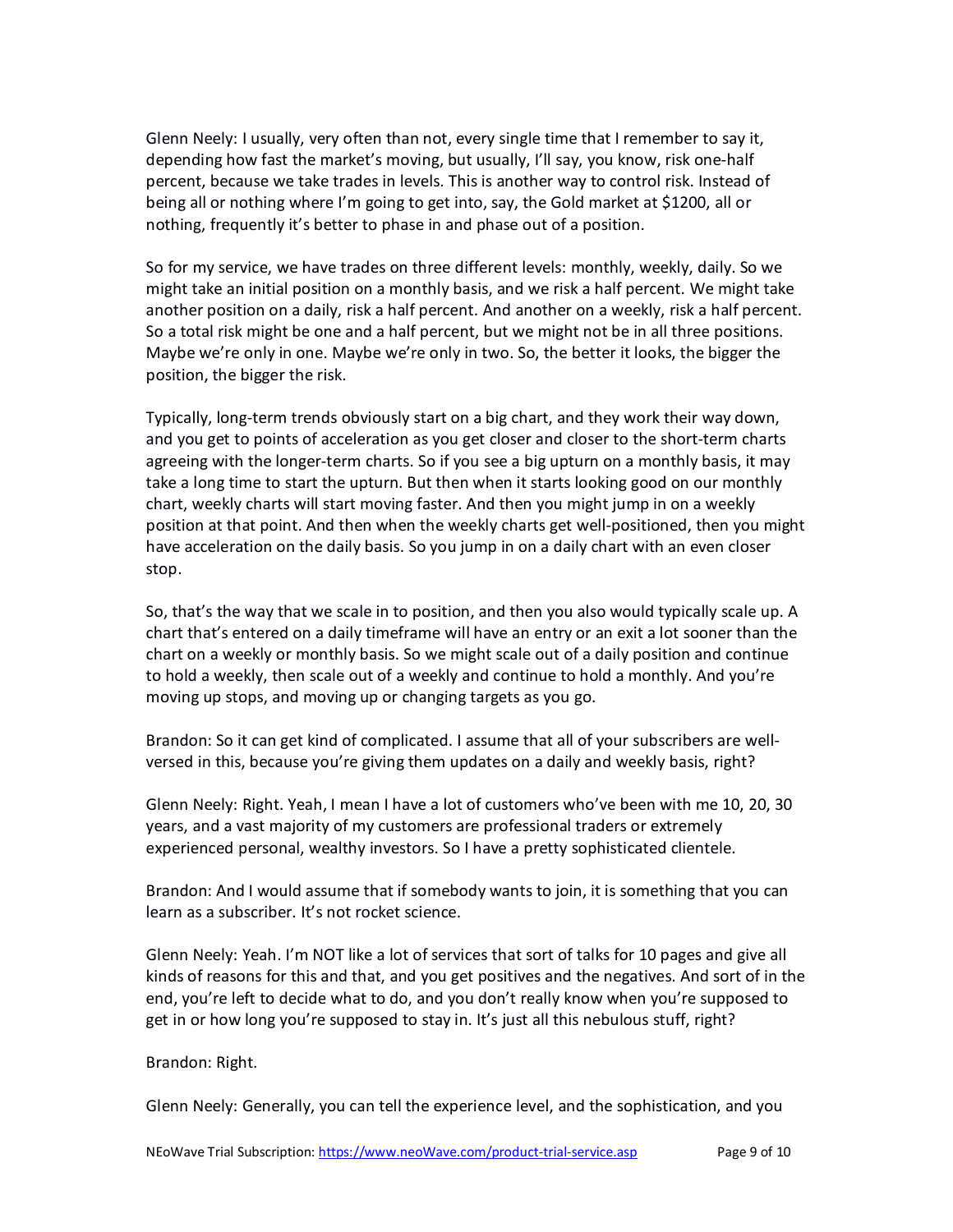Glenn Neely: I usually, very often than not, every single time that I remember to say it, depending how fast the market's moving, but usually, I'll say, you know, risk one-half percent, because we take trades in levels. This is another way to control risk. Instead of being all or nothing where I'm going to get into, say, the Gold market at $1200, all or nothing, frequently it's better to phase in and phase out of a position.

So for my service, we have trades on three different levels: monthly, weekly, daily. So we might take an initial position on a monthly basis, and we risk a half percent. We might take another position on a daily, risk a half percent. And another on a weekly, risk a half percent. So a total risk might be one and a half percent, but we might not be in all three positions. Maybe we're only in one. Maybe we're only in two. So, the better it looks, the bigger the position, the bigger the risk.

Typically, long-term trends obviously start on a big chart, and they work their way down, and you get to points of acceleration as you get closer and closer to the short-term charts agreeing with the longer-term charts. So if you see a big upturn on a monthly basis, it may take a long time to start the upturn. But then when it starts looking good on our monthly chart, weekly charts will start moving faster. And then you might jump in on a weekly position at that point. And then when the weekly charts get well-positioned, then you might have acceleration on the daily basis. So you jump in on a daily chart with an even closer stop.

So, that's the way that we scale in to position, and then you also would typically scale up. A chart that's entered on a daily timeframe will have an entry or an exit a lot sooner than the chart on a weekly or monthly basis. So we might scale out of a daily position and continue to hold a weekly, then scale out of a weekly and continue to hold a monthly. And you're moving up stops, and moving up or changing targets as you go.

Brandon: So it can get kind of complicated. I assume that all of your subscribers are well-versed in this, because you're giving them updates on a daily and weekly basis, right?

Glenn Neely: Right. Yeah, I mean I have a lot of customers who've been with me 10, 20, 30 years, and a vast majority of my customers are professional traders or extremely experienced personal, wealthy investors. So I have a pretty sophisticated clientele.

Brandon: And I would assume that if somebody wants to join, it is something that you can learn as a subscriber. It's not rocket science.

Glenn Neely: Yeah. I'm NOT like a lot of services that sort of talks for 10 pages and give all kinds of reasons for this and that, and you get positives and the negatives. And sort of in the end, you're left to decide what to do, and you don't really know when you're supposed to get in or how long you're supposed to stay in. It's just all this nebulous stuff, right?

Brandon: Right.

Glenn Neely: Generally, you can tell the experience level, and the sophistication, and you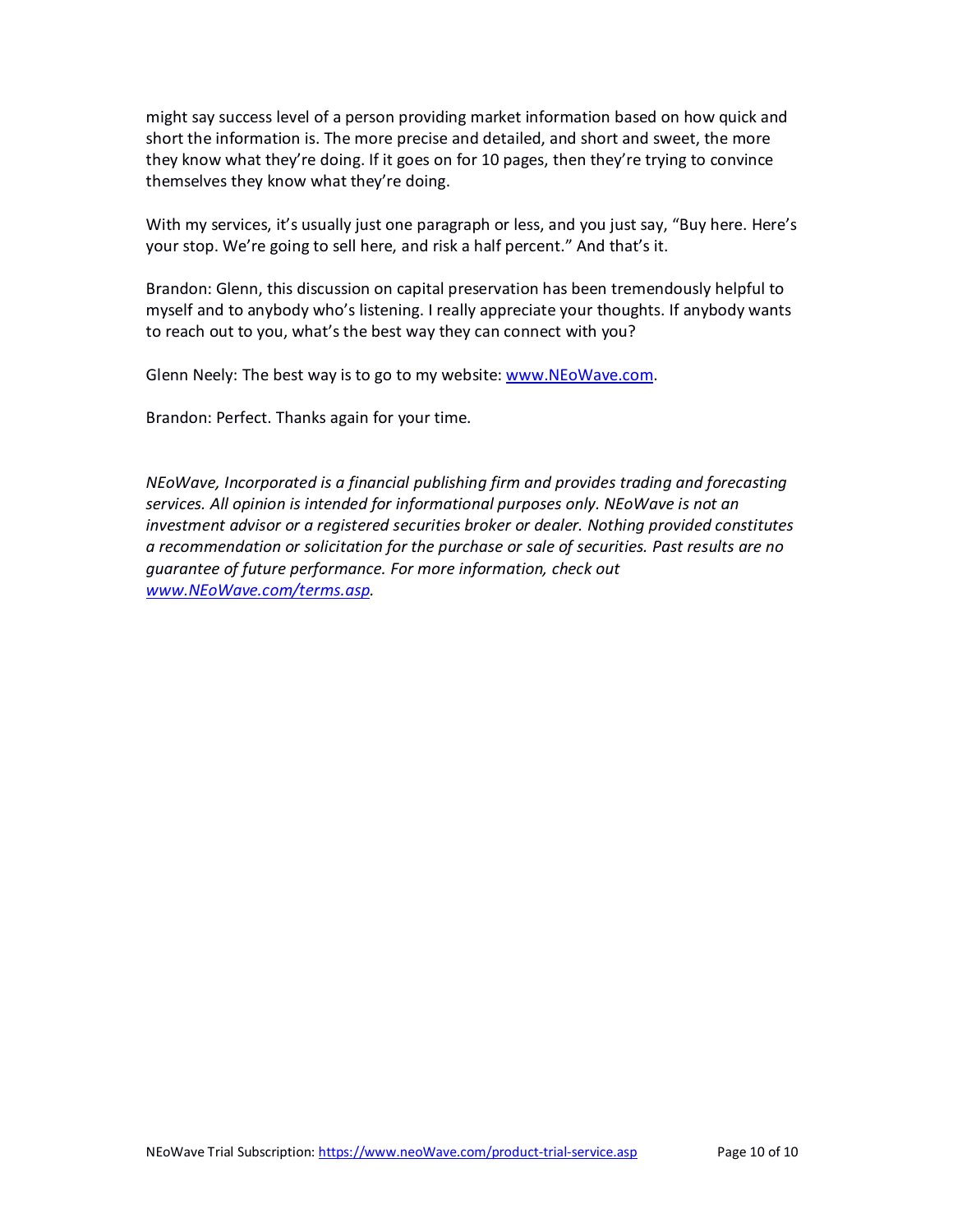might say success level of a person providing market information based on how quick and short the information is. The more precise and detailed, and short and sweet, the more they know what they're doing. If it goes on for 10 pages, then they're trying to convince themselves they know what they're doing.

With my services, it's usually just one paragraph or less, and you just say, "Buy here. Here's your stop. We're going to sell here, and risk a half percent." And that's it.

Brandon: Glenn, this discussion on capital preservation has been tremendously helpful to myself and to anybody who's listening. I really appreciate your thoughts. If anybody wants to reach out to you, what's the best way they can connect with you?

Glenn Neely: The best way is to go to my website: www.NEoWave.com.

Brandon: Perfect. Thanks again for your time.

*NEoWave, Incorporated is a financial publishing firm and provides trading and forecasting services. All opinion is intended for informational purposes only. NEoWave is not an investment advisor or a registered securities broker or dealer. Nothing provided constitutes a recommendation or solicitation for the purchase or sale of securities. Past results are no guarantee of future performance. For more information, check out www.NEoWave.com/terms.asp.*